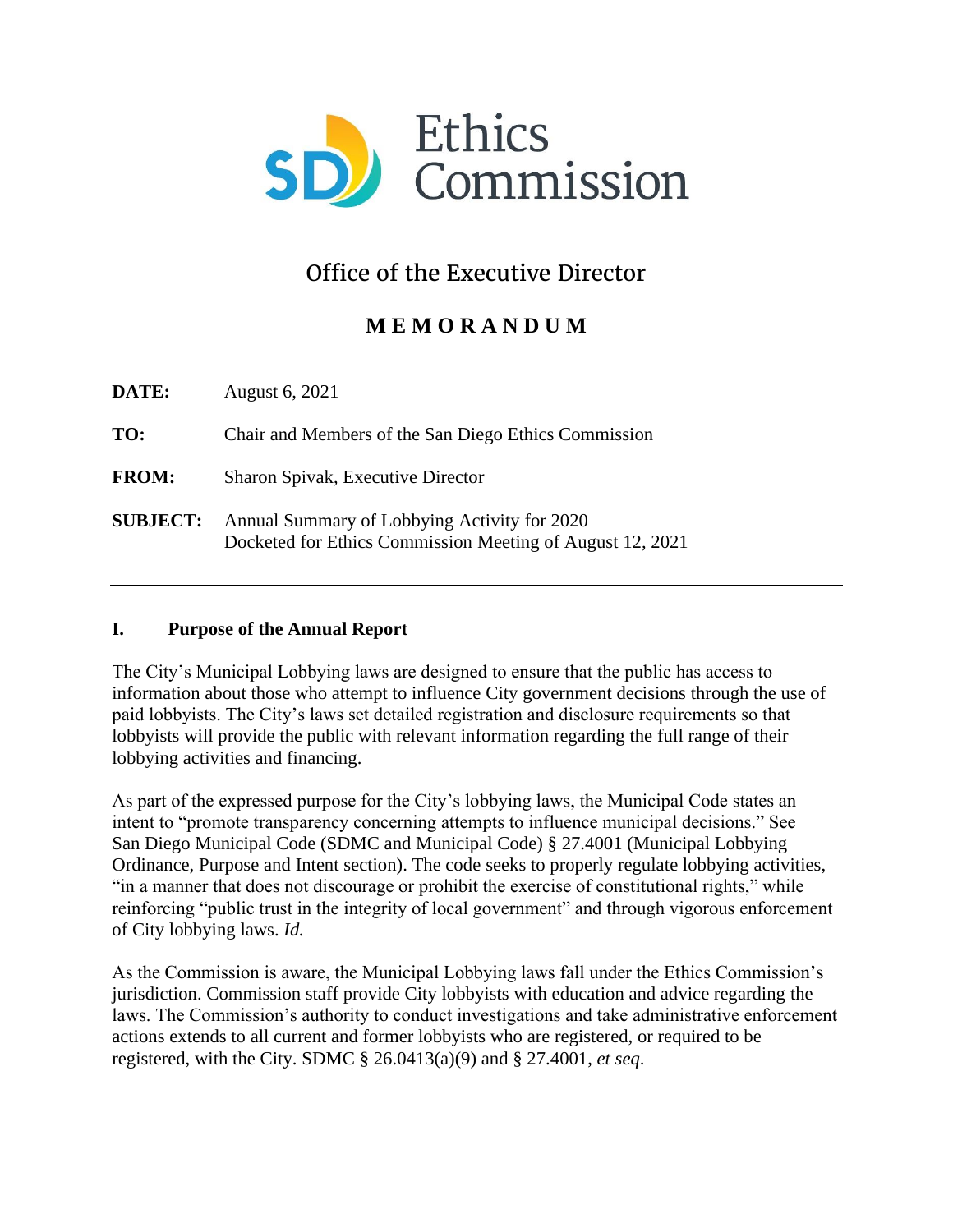SD Ethics Commission

Office of the Executive Director

**MEMORANDUM**

**DATE:** August 6, 2021

**TO:** Chair and Members of the San Diego Ethics Commission

**FROM:** Sharon Spivak, Executive Director

**SUBJECT:** Annual Summary of Lobbying Activity for 2020
Docketed for Ethics Commission Meeting of August 12, 2021

---

## I. Purpose of the Annual Report

The City's Municipal Lobbying laws are designed to ensure that the public has access to information about those who attempt to influence City government decisions through the use of paid lobbyists. The City's laws set detailed registration and disclosure requirements so that lobbyists will provide the public with relevant information regarding the full range of their lobbying activities and financing.

As part of the expressed purpose for the City's lobbying laws, the Municipal Code states an intent to "promote transparency concerning attempts to influence municipal decisions." See San Diego Municipal Code (SDMC and Municipal Code) § 27.4001 (Municipal Lobbying Ordinance, Purpose and Intent section). The code seeks to properly regulate lobbying activities, "in a manner that does not discourage or prohibit the exercise of constitutional rights," while reinforcing "public trust in the integrity of local government" and through vigorous enforcement of City lobbying laws. *Id.*

As the Commission is aware, the Municipal Lobbying laws fall under the Ethics Commission's jurisdiction. Commission staff provide City lobbyists with education and advice regarding the laws. The Commission's authority to conduct investigations and take administrative enforcement actions extends to all current and former lobbyists who are registered, or required to be registered, with the City. SDMC § 26.0413(a)(9) and § 27.4001, *et seq.*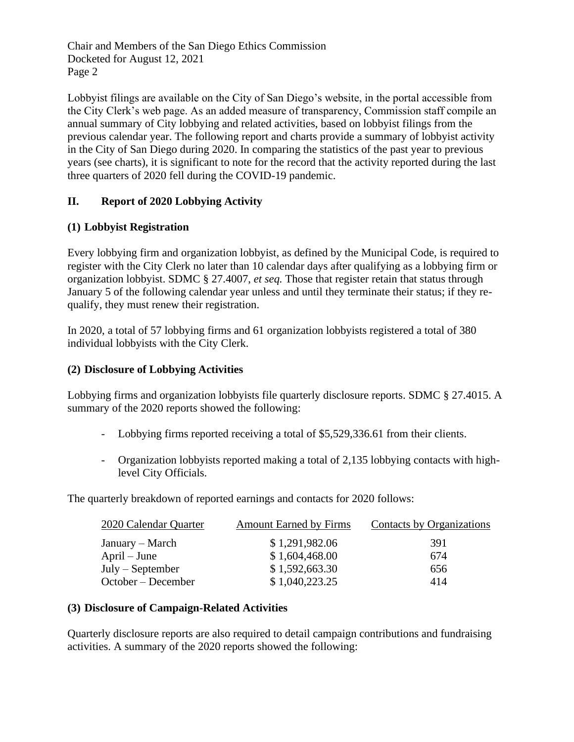Lobbyist filings are available on the City of San Diego's website, in the portal accessible from the City Clerk's web page. As an added measure of transparency, Commission staff compile an annual summary of City lobbying and related activities, based on lobbyist filings from the previous calendar year. The following report and charts provide a summary of lobbyist activity in the City of San Diego during 2020. In comparing the statistics of the past year to previous years (see charts), it is significant to note for the record that the activity reported during the last three quarters of 2020 fell during the COVID-19 pandemic.

## II. Report of 2020 Lobbying Activity

### (1) Lobbyist Registration

Every lobbying firm and organization lobbyist, as defined by the Municipal Code, is required to register with the City Clerk no later than 10 calendar days after qualifying as a lobbying firm or organization lobbyist. SDMC § 27.4007, *et seq.* Those that register retain that status through January 5 of the following calendar year unless and until they terminate their status; if they re-qualify, they must renew their registration.

In 2020, a total of 57 lobbying firms and 61 organization lobbyists registered a total of 380 individual lobbyists with the City Clerk.

### (2) Disclosure of Lobbying Activities

Lobbying firms and organization lobbyists file quarterly disclosure reports. SDMC § 27.4015. A summary of the 2020 reports showed the following:

- Lobbying firms reported receiving a total of $5,529,336.61 from their clients.
- Organization lobbyists reported making a total of 2,135 lobbying contacts with high-level City Officials.

The quarterly breakdown of reported earnings and contacts for 2020 follows:

| 2020 Calendar Quarter | Amount Earned by Firms | Contacts by Organizations |
|---|---|---|
| January – March | $ 1,291,982.06 | 391 |
| April – June | $ 1,604,468.00 | 674 |
| July – September | $ 1,592,663.30 | 656 |
| October – December | $ 1,040,223.25 | 414 |

### (3) Disclosure of Campaign-Related Activities

Quarterly disclosure reports are also required to detail campaign contributions and fundraising activities. A summary of the 2020 reports showed the following: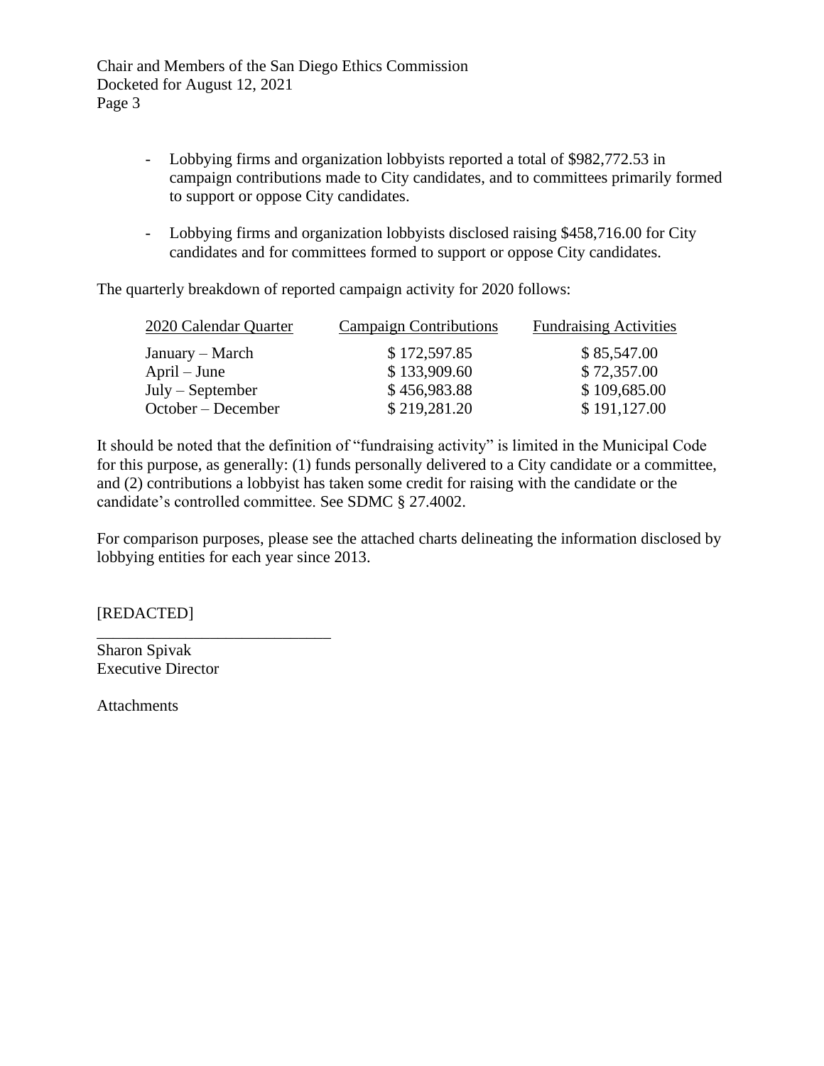- Lobbying firms and organization lobbyists reported a total of $982,772.53 in campaign contributions made to City candidates, and to committees primarily formed to support or oppose City candidates.

- Lobbying firms and organization lobbyists disclosed raising $458,716.00 for City candidates and for committees formed to support or oppose City candidates.

The quarterly breakdown of reported campaign activity for 2020 follows:

| 2020 Calendar Quarter | Campaign Contributions | Fundraising Activities |
|---|---|---|
| January – March | $ 172,597.85 | $ 85,547.00 |
| April – June | $ 133,909.60 | $ 72,357.00 |
| July – September | $ 456,983.88 | $ 109,685.00 |
| October – December | $ 219,281.20 | $ 191,127.00 |

It should be noted that the definition of "fundraising activity" is limited in the Municipal Code for this purpose, as generally: (1) funds personally delivered to a City candidate or a committee, and (2) contributions a lobbyist has taken some credit for raising with the candidate or the candidate's controlled committee. See SDMC § 27.4002.

For comparison purposes, please see the attached charts delineating the information disclosed by lobbying entities for each year since 2013.

[REDACTED]

\_\_\_\_\_\_\_\_\_\_\_\_\_\_\_\_\_\_\_\_\_\_\_\_\_\_\_\_\_\_

Sharon Spivak
Executive Director

Attachments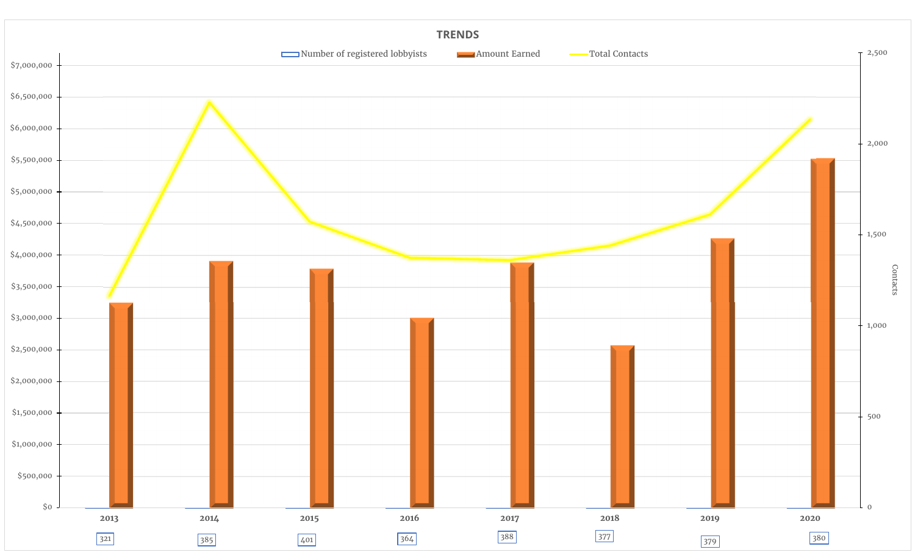# TRENDS

Legend: Number of registered lobbyists | Amount Earned | Total Contacts

| Year | Number of registered lobbyists |
|---|---|
| 2013 | 321 |
| 2014 | 385 |
| 2015 | 401 |
| 2016 | 364 |
| 2017 | 388 |
| 2018 | 377 |
| 2019 | 379 |
| 2020 | 380 |

Left axis: $0 – $7,000,000 (Amount Earned)

Right axis: Contacts, 0 – 2,500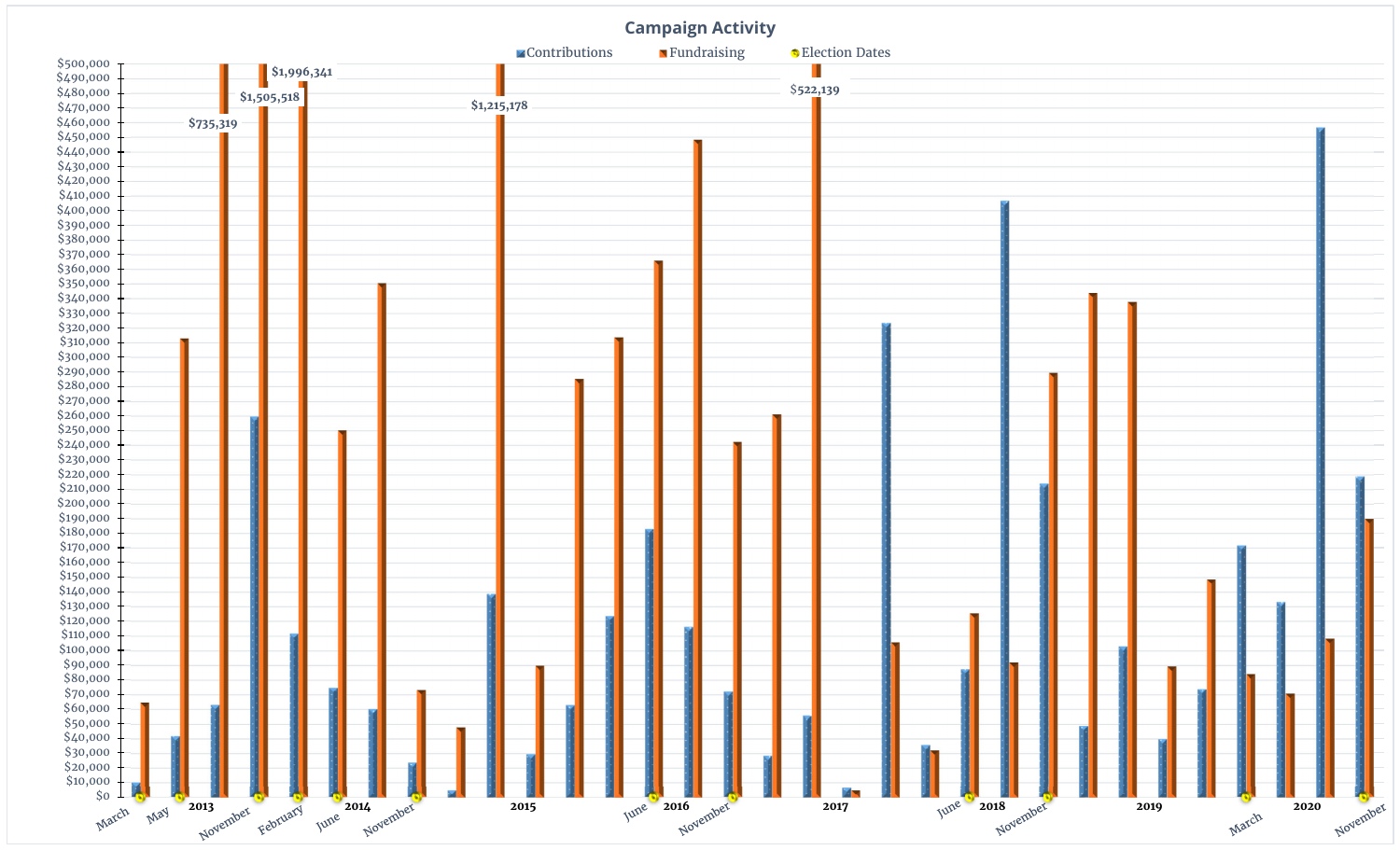## Campaign Activity

Contributions
Fundraising
Election Dates

$500,000
$490,000
$480,000
$470,000
$460,000
$450,000
$440,000
$430,000
$420,000
$410,000
$400,000
$390,000
$380,000
$370,000
$360,000
$350,000
$340,000
$330,000
$320,000
$310,000
$300,000
$290,000
$280,000
$270,000
$260,000
$250,000
$240,000
$230,000
$220,000
$210,000
$200,000
$190,000
$180,000
$170,000
$160,000
$150,000
$140,000
$130,000
$120,000
$110,000
$100,000
$90,000
$80,000
$70,000
$60,000
$50,000
$40,000
$30,000
$20,000
$10,000
$0

$735,319
$1,505,518
$1,996,341
$1,215,178
$522,139

March
May
2013
November
February
June
2014
November
2015
June
2016
November
2017
June
2018
November
2019
March
2020
November